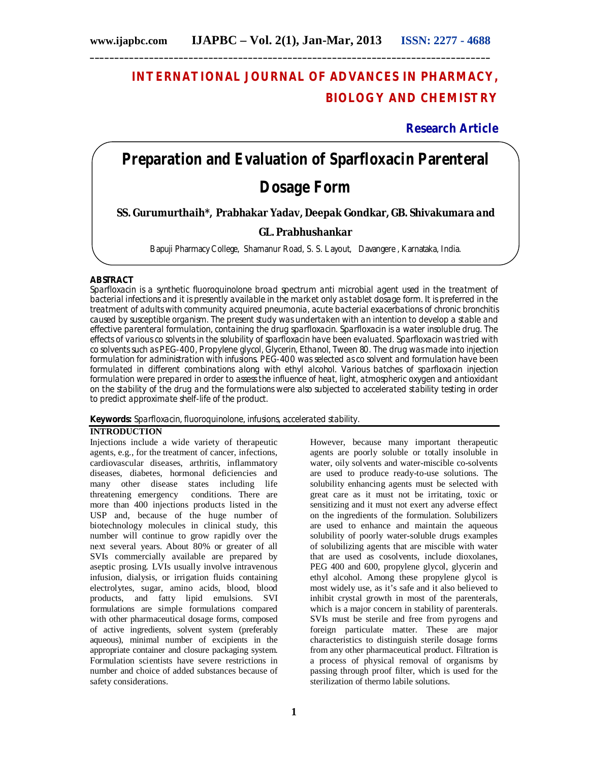# INTERNATIONAL JOURNAL OF ADVANCES IN PHARMACY, BIOLOGY AND CHEMISTRY

**Research Article**

# Preparation and Evaluation of Sparfloxacin Parenteral Dosage Form

**SS. Gurumurthaih\*, Prabhakar Yadav, Deepak Gondkar, GB. Shivakumara and GL. Prabhushankar**

Bapuji Pharmacy College, Shamanur Road, S. S. Layout, Davangere , Karnataka, India.

## ABSTRACT

*Sparfloxacin is a synthetic fluoroquinolone broad spectrum anti microbial agent used in the treatment of bacterial infections and it is presently available in the market only as tablet dosage form. It is preferred in the treatment of adults with community acquired pneumonia, acute bacterial exacerbations of chronic bronchitis caused by susceptible organism. The present study was undertaken with an intention to develop a stable and effective parenteral formulation, containing the drug sparfloxacin. Sparfloxacin is a water insoluble drug. The effects of various co solvents in the solubility of sparfloxacin have been evaluated. Sparfloxacin was tried with co solvents such as PEG-400, Propylene glycol, Glycerin, Ethanol, Tween 80. The drug was made into injection formulation for administration with infusions. PEG-400 was selected as co solvent and formulation have been formulated in different combinations along with ethyl alcohol. Various batches of sparfloxacin injection formulation were prepared in order to assess the influence of heat, light, atmospheric oxygen and antioxidant on the stability of the drug and the formulations were also subjected to accelerated stability testing in order to predict approximate shelf-life of the product.*

**Keywords:** Sparfloxacin, fluoroquinolone, infusions, accelerated stability.

## INTRODUCTION

Injections include a wide variety of therapeutic agents, e.g., for the treatment of cancer, infections, cardiovascular diseases, arthritis, inflammatory diseases, diabetes, hormonal deficiencies and many other disease states including life threatening emergency conditions. There are more than 400 injections products listed in the USP and, because of the huge number of biotechnology molecules in clinical study, this number will continue to grow rapidly over the next several years. About 80% or greater of all SVIs commercially available are prepared by aseptic prosing. LVIs usually involve intravenous infusion, dialysis, or irrigation fluids containing electrolytes, sugar, amino acids, blood, blood products, and fatty lipid emulsions. SVI formulations are simple formulations compared with other pharmaceutical dosage forms, composed of active ingredients, solvent system (preferably aqueous), minimal number of excipients in the appropriate container and closure packaging system. Formulation scientists have severe restrictions in number and choice of added substances because of safety considerations.

However, because many important therapeutic agents are poorly soluble or totally insoluble in water, oily solvents and water-miscible co-solvents are used to produce ready-to-use solutions. The solubility enhancing agents must be selected with great care as it must not be irritating, toxic or sensitizing and it must not exert any adverse effect on the ingredients of the formulation. Solubilizers are used to enhance and maintain the aqueous solubility of poorly water-soluble drugs examples of solubilizing agents that are miscible with water that are used as cosolvents, include dioxolanes, PEG 400 and 600, propylene glycol, glycerin and ethyl alcohol. Among these propylene glycol is most widely use, as it's safe and it also believed to inhibit crystal growth in most of the parenterals, which is a major concern in stability of parenterals. SVIs must be sterile and free from pyrogens and foreign particulate matter. These are major characteristics to distinguish sterile dosage forms from any other pharmaceutical product. Filtration is a process of physical removal of organisms by passing through proof filter, which is used for the sterilization of thermo labile solutions.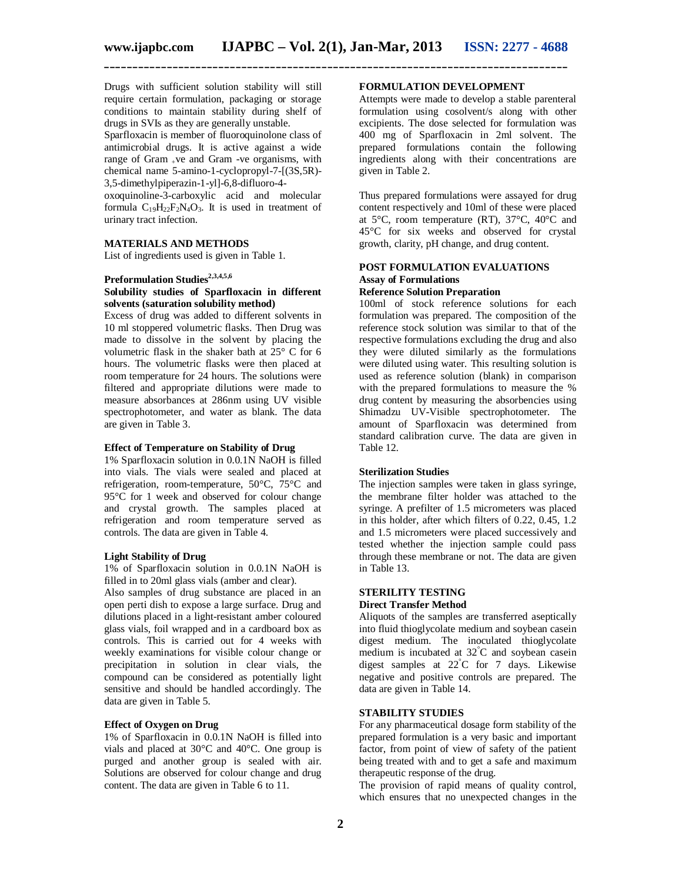Drugs with sufficient solution stability will still require certain formulation, packaging or storage conditions to maintain stability during shelf of drugs in SVIs as they are generally unstable.

Sparfloxacin is member of fluoroquinolone class of antimicrobial drugs. It is active against a wide range of Gram +ve and Gram -ve organisms, with chemical name 5-amino-1-cyclopropyl-7-[(3S,5R)-3,5-dimethylpiperazin-1-yl]-6,8-difluoro-4-oxoquinoline-3-carboxylic acid and molecular formula $C_{19}H_{22}F_2N_4O_3$. It is used in treatment of urinary tract infection.

## MATERIALS AND METHODS

List of ingredients used is given in Table 1.

### Preformulation Studies[2,3,4,5,6]

**Solubility studies of Sparfloxacin in different solvents (saturation solubility method)**

Excess of drug was added to different solvents in 10 ml stoppered volumetric flasks. Then Drug was made to dissolve in the solvent by placing the volumetric flask in the shaker bath at 25° C for 6 hours. The volumetric flasks were then placed at room temperature for 24 hours. The solutions were filtered and appropriate dilutions were made to measure absorbances at 286nm using UV visible spectrophotometer, and water as blank. The data are given in Table 3.

**Effect of Temperature on Stability of Drug**

1% Sparfloxacin solution in 0.0.1N NaOH is filled into vials. The vials were sealed and placed at refrigeration, room-temperature, 50°C, 75°C and 95°C for 1 week and observed for colour change and crystal growth. The samples placed at refrigeration and room temperature served as controls. The data are given in Table 4.

**Light Stability of Drug**

1% of Sparfloxacin solution in 0.0.1N NaOH is filled in to 20ml glass vials (amber and clear).

Also samples of drug substance are placed in an open perti dish to expose a large surface. Drug and dilutions placed in a light-resistant amber coloured glass vials, foil wrapped and in a cardboard box as controls. This is carried out for 4 weeks with weekly examinations for visible colour change or precipitation in solution in clear vials, the compound can be considered as potentially light sensitive and should be handled accordingly. The data are given in Table 5.

**Effect of Oxygen on Drug**

1% of Sparfloxacin in 0.0.1N NaOH is filled into vials and placed at 30°C and 40°C. One group is purged and another group is sealed with air. Solutions are observed for colour change and drug content. The data are given in Table 6 to 11.

## FORMULATION DEVELOPMENT

Attempts were made to develop a stable parenteral formulation using cosolvent/s along with other excipients. The dose selected for formulation was 400 mg of Sparfloxacin in 2ml solvent. The prepared formulations contain the following ingredients along with their concentrations are given in Table 2.

Thus prepared formulations were assayed for drug content respectively and 10ml of these were placed at 5°C, room temperature (RT), 37°C, 40°C and 45°C for six weeks and observed for crystal growth, clarity, pH change, and drug content.

## POST FORMULATION EVALUATIONS

### Assay of Formulations

**Reference Solution Preparation**

100ml of stock reference solutions for each formulation was prepared. The composition of the reference stock solution was similar to that of the respective formulations excluding the drug and also they were diluted similarly as the formulations were diluted using water. This resulting solution is used as reference solution (blank) in comparison with the prepared formulations to measure the % drug content by measuring the absorbencies using Shimadzu UV-Visible spectrophotometer. The amount of Sparfloxacin was determined from standard calibration curve. The data are given in Table 12.

**Sterilization Studies**

The injection samples were taken in glass syringe, the membrane filter holder was attached to the syringe. A prefilter of 1.5 micrometers was placed in this holder, after which filters of 0.22, 0.45, 1.2 and 1.5 micrometers were placed successively and tested whether the injection sample could pass through these membrane or not. The data are given in Table 13.

## STERILITY TESTING

**Direct Transfer Method**

Aliquots of the samples are transferred aseptically into fluid thioglycolate medium and soybean casein digest medium. The inoculated thioglycolate medium is incubated at 32°C and soybean casein digest samples at 22°C for 7 days. Likewise negative and positive controls are prepared. The data are given in Table 14.

## STABILITY STUDIES

For any pharmaceutical dosage form stability of the prepared formulation is a very basic and important factor, from point of view of safety of the patient being treated with and to get a safe and maximum therapeutic response of the drug.

The provision of rapid means of quality control, which ensures that no unexpected changes in the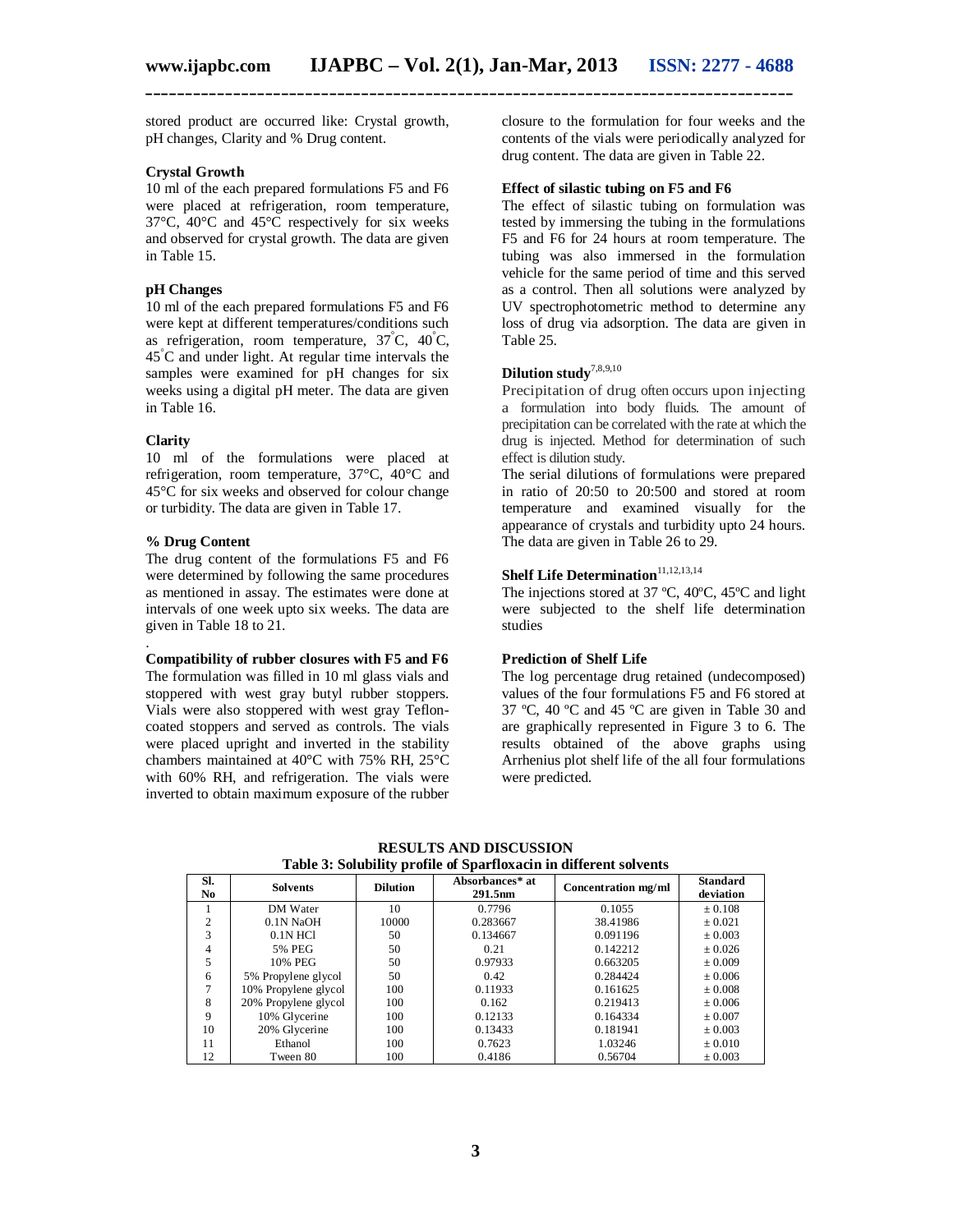stored product are occurred like: Crystal growth, pH changes, Clarity and % Drug content.

### Crystal Growth

10 ml of the each prepared formulations F5 and F6 were placed at refrigeration, room temperature, 37°C, 40°C and 45°C respectively for six weeks and observed for crystal growth. The data are given in Table 15.

### pH Changes

10 ml of the each prepared formulations F5 and F6 were kept at different temperatures/conditions such as refrigeration, room temperature, 37°C, 40°C, 45°C and under light. At regular time intervals the samples were examined for pH changes for six weeks using a digital pH meter. The data are given in Table 16.

### Clarity

10 ml of the formulations were placed at refrigeration, room temperature, 37°C, 40°C and 45°C for six weeks and observed for colour change or turbidity. The data are given in Table 17.

### % Drug Content

The drug content of the formulations F5 and F6 were determined by following the same procedures as mentioned in assay. The estimates were done at intervals of one week upto six weeks. The data are given in Table 18 to 21.

### Compatibility of rubber closures with F5 and F6

The formulation was filled in 10 ml glass vials and stoppered with west gray butyl rubber stoppers. Vials were also stoppered with west gray Teflon-coated stoppers and served as controls. The vials were placed upright and inverted in the stability chambers maintained at 40°C with 75% RH, 25°C with 60% RH, and refrigeration. The vials were inverted to obtain maximum exposure of the rubber closure to the formulation for four weeks and the contents of the vials were periodically analyzed for drug content. The data are given in Table 22.

### Effect of silastic tubing on F5 and F6

The effect of silastic tubing on formulation was tested by immersing the tubing in the formulations F5 and F6 for 24 hours at room temperature. The tubing was also immersed in the formulation vehicle for the same period of time and this served as a control. Then all solutions were analyzed by UV spectrophotometric method to determine any loss of drug via adsorption. The data are given in Table 25.

### Dilution study[7,8,9,10]

Precipitation of drug often occurs upon injecting a formulation into body fluids. The amount of precipitation can be correlated with the rate at which the drug is injected. Method for determination of such effect is dilution study.

The serial dilutions of formulations were prepared in ratio of 20:50 to 20:500 and stored at room temperature and examined visually for the appearance of crystals and turbidity upto 24 hours. The data are given in Table 26 to 29.

### Shelf Life Determination[11,12,13,14]

The injections stored at 37 ºC, 40ºC, 45ºC and light were subjected to the shelf life determination studies

### Prediction of Shelf Life

The log percentage drug retained (undecomposed) values of the four formulations F5 and F6 stored at 37 ºC, 40 ºC and 45 ºC are given in Table 30 and are graphically represented in Figure 3 to 6. The results obtained of the above graphs using Arrhenius plot shelf life of the all four formulations were predicted.

## RESULTS AND DISCUSSION

**Table 3: Solubility profile of Sparfloxacin in different solvents**

| Sl. No | Solvents | Dilution | Absorbances* at 291.5nm | Concentration mg/ml | Standard deviation |
|---|---|---|---|---|---|
| 1 | DM Water | 10 | 0.7796 | 0.1055 | ± 0.108 |
| 2 | 0.1N NaOH | 10000 | 0.283667 | 38.41986 | ± 0.021 |
| 3 | 0.1N HCl | 50 | 0.134667 | 0.091196 | ± 0.003 |
| 4 | 5% PEG | 50 | 0.21 | 0.142212 | ± 0.026 |
| 5 | 10% PEG | 50 | 0.97933 | 0.663205 | ± 0.009 |
| 6 | 5% Propylene glycol | 50 | 0.42 | 0.284424 | ± 0.006 |
| 7 | 10% Propylene glycol | 100 | 0.11933 | 0.161625 | ± 0.008 |
| 8 | 20% Propylene glycol | 100 | 0.162 | 0.219413 | ± 0.006 |
| 9 | 10% Glycerine | 100 | 0.12133 | 0.164334 | ± 0.007 |
| 10 | 20% Glycerine | 100 | 0.13433 | 0.181941 | ± 0.003 |
| 11 | Ethanol | 100 | 0.7623 | 1.03246 | ± 0.010 |
| 12 | Tween 80 | 100 | 0.4186 | 0.56704 | ± 0.003 |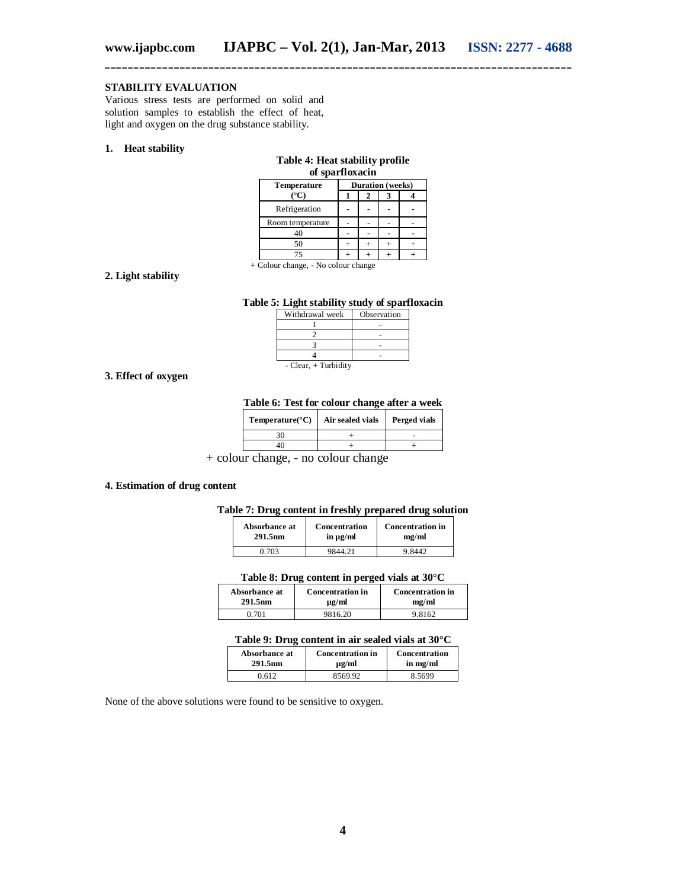## STABILITY EVALUATION

Various stress tests are performed on solid and solution samples to establish the effect of heat, light and oxygen on the drug substance stability.

### 1. Heat stability

**Table 4: Heat stability profile of sparfloxacin**

| Temperature (°C) | Duration (weeks) | | | |
|---|---|---|---|---|
| | 1 | 2 | 3 | 4 |
| Refrigeration | - | - | - | - |
| Room temperature | - | - | - | - |
| 40 | - | - | - | - |
| 50 | + | + | + | + |
| 75 | + | + | + | + |

+ Colour change, - No colour change

### 2. Light stability

**Table 5: Light stability study of sparfloxacin**

| Withdrawal week | Observation |
|---|---|
| 1 | - |
| 2 | - |
| 3 | - |
| 4 | - |

- Clear, + Turbidity

### 3. Effect of oxygen

**Table 6: Test for colour change after a week**

| Temperature(°C) | Air sealed vials | Perged vials |
|---|---|---|
| 30 | + | - |
| 40 | + | + |

+ colour change, - no colour change

### 4. Estimation of drug content

**Table 7: Drug content in freshly prepared drug solution**

| Absorbance at 291.5nm | Concentration in μg/ml | Concentration in mg/ml |
|---|---|---|
| 0.703 | 9844.21 | 9.8442 |

**Table 8: Drug content in perged vials at 30°C**

| Absorbance at 291.5nm | Concentration in μg/ml | Concentration in mg/ml |
|---|---|---|
| 0.701 | 9816.20 | 9.8162 |

**Table 9: Drug content in air sealed vials at 30°C**

| Absorbance at 291.5nm | Concentration in μg/ml | Concentration in mg/ml |
|---|---|---|
| 0.612 | 8569.92 | 8.5699 |

None of the above solutions were found to be sensitive to oxygen.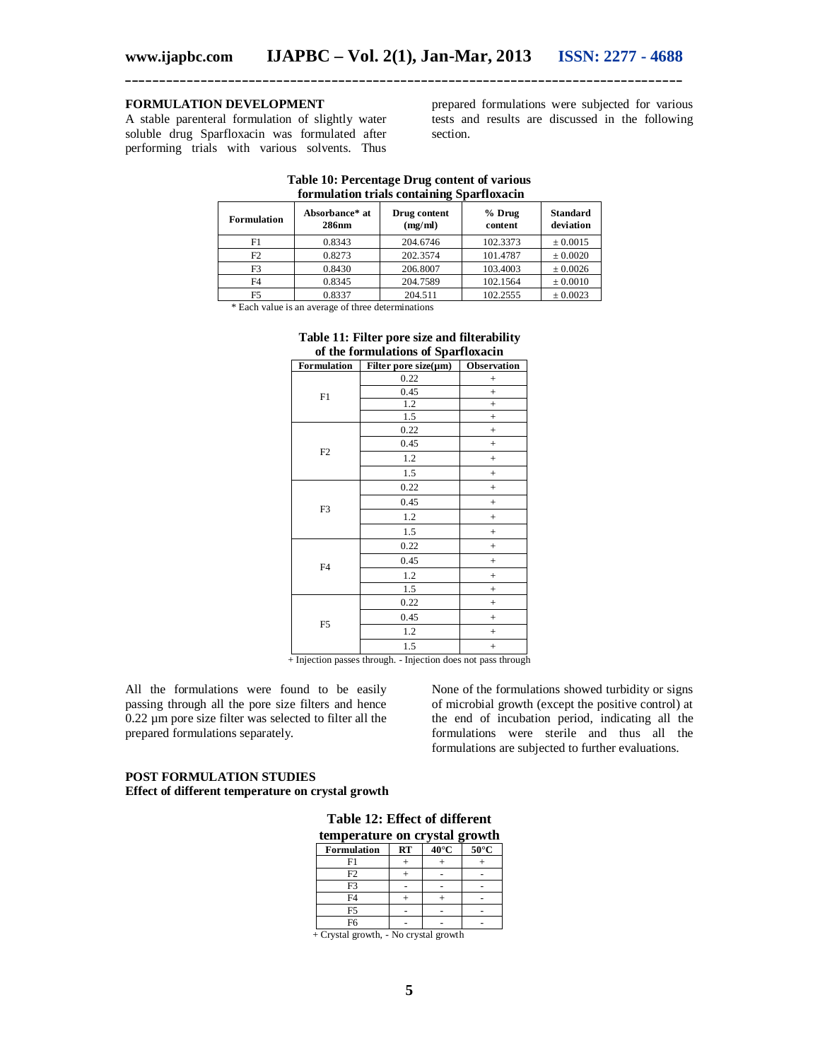## FORMULATION DEVELOPMENT

A stable parenteral formulation of slightly water soluble drug Sparfloxacin was formulated after performing trials with various solvents. Thus prepared formulations were subjected for various tests and results are discussed in the following section.

**Table 10: Percentage Drug content of various formulation trials containing Sparfloxacin**

| Formulation | Absorbance* at 286nm | Drug content (mg/ml) | % Drug content | Standard deviation |
|---|---|---|---|---|
| F1 | 0.8343 | 204.6746 | 102.3373 | ± 0.0015 |
| F2 | 0.8273 | 202.3574 | 101.4787 | ± 0.0020 |
| F3 | 0.8430 | 206.8007 | 103.4003 | ± 0.0026 |
| F4 | 0.8345 | 204.7589 | 102.1564 | ± 0.0010 |
| F5 | 0.8337 | 204.511 | 102.2555 | ± 0.0023 |

* Each value is an average of three determinations

**Table 11: Filter pore size and filterability of the formulations of Sparfloxacin**

| Formulation | Filter pore size(µm) | Observation |
|---|---|---|
| F1 | 0.22 | + |
| | 0.45 | + |
| | 1.2 | + |
| | 1.5 | + |
| F2 | 0.22 | + |
| | 0.45 | + |
| | 1.2 | + |
| | 1.5 | + |
| F3 | 0.22 | + |
| | 0.45 | + |
| | 1.2 | + |
| | 1.5 | + |
| F4 | 0.22 | + |
| | 0.45 | + |
| | 1.2 | + |
| | 1.5 | + |
| F5 | 0.22 | + |
| | 0.45 | + |
| | 1.2 | + |
| | 1.5 | + |

+ Injection passes through. - Injection does not pass through

All the formulations were found to be easily passing through all the pore size filters and hence 0.22 µm pore size filter was selected to filter all the prepared formulations separately.

None of the formulations showed turbidity or signs of microbial growth (except the positive control) at the end of incubation period, indicating all the formulations were sterile and thus all the formulations are subjected to further evaluations.

## POST FORMULATION STUDIES

**Effect of different temperature on crystal growth**

**Table 12: Effect of different temperature on crystal growth**

| Formulation | RT | 40°C | 50°C |
|---|---|---|---|
| F1 | + | + | + |
| F2 | + | - | - |
| F3 | - | - | - |
| F4 | + | + | - |
| F5 | - | - | - |
| F6 | - | - | - |

+ Crystal growth, - No crystal growth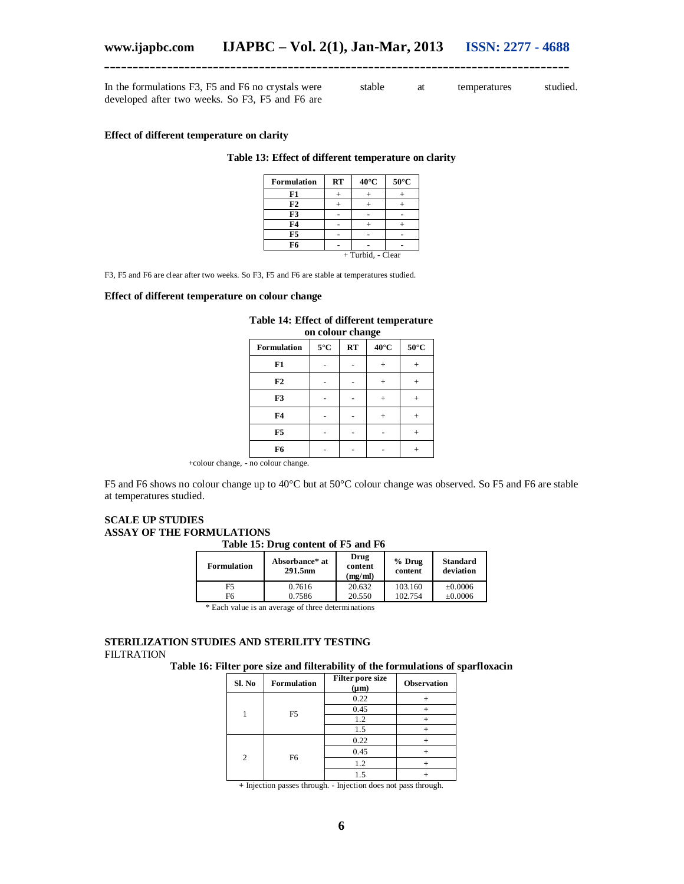In the formulations F3, F5 and F6 no crystals were developed after two weeks. So F3, F5 and F6 are stable at temperatures studied.

**Effect of different temperature on clarity**

**Table 13: Effect of different temperature on clarity**

| Formulation | RT | 40°C | 50°C |
|---|---|---|---|
| F1 | + | + | + |
| F2 | + | + | + |
| F3 | - | - | - |
| F4 | - | + | + |
| F5 | - | - | - |
| F6 | - | - | - |

+ Turbid, - Clear

F3, F5 and F6 are clear after two weeks. So F3, F5 and F6 are stable at temperatures studied.

**Effect of different temperature on colour change**

**Table 14: Effect of different temperature on colour change**

| Formulation | 5°C | RT | 40°C | 50°C |
|---|---|---|---|---|
| F1 | - | - | + | + |
| F2 | - | - | + | + |
| F3 | - | - | + | + |
| F4 | - | - | + | + |
| F5 | - | - | - | + |
| F6 | - | - | - | + |

+colour change, - no colour change.

F5 and F6 shows no colour change up to 40°C but at 50°C colour change was observed. So F5 and F6 are stable at temperatures studied.

**SCALE UP STUDIES**

**ASSAY OF THE FORMULATIONS**

**Table 15: Drug content of F5 and F6**

| Formulation | Absorbance* at 291.5nm | Drug content (mg/ml) | % Drug content | Standard deviation |
|---|---|---|---|---|
| F5 | 0.7616 | 20.632 | 103.160 | ±0.0006 |
| F6 | 0.7586 | 20.550 | 102.754 | ±0.0006 |

\* Each value is an average of three determinations

**STERILIZATION STUDIES AND STERILITY TESTING**

FILTRATION

**Table 16: Filter pore size and filterability of the formulations of sparfloxacin**

| Sl. No | Formulation | Filter pore size (µm) | Observation |
|---|---|---|---|
| 1 | F5 | 0.22 | + |
| | | 0.45 | + |
| | | 1.2 | + |
| | | 1.5 | + |
| 2 | F6 | 0.22 | + |
| | | 0.45 | + |
| | | 1.2 | + |
| | | 1.5 | + |

\+ Injection passes through. - Injection does not pass through.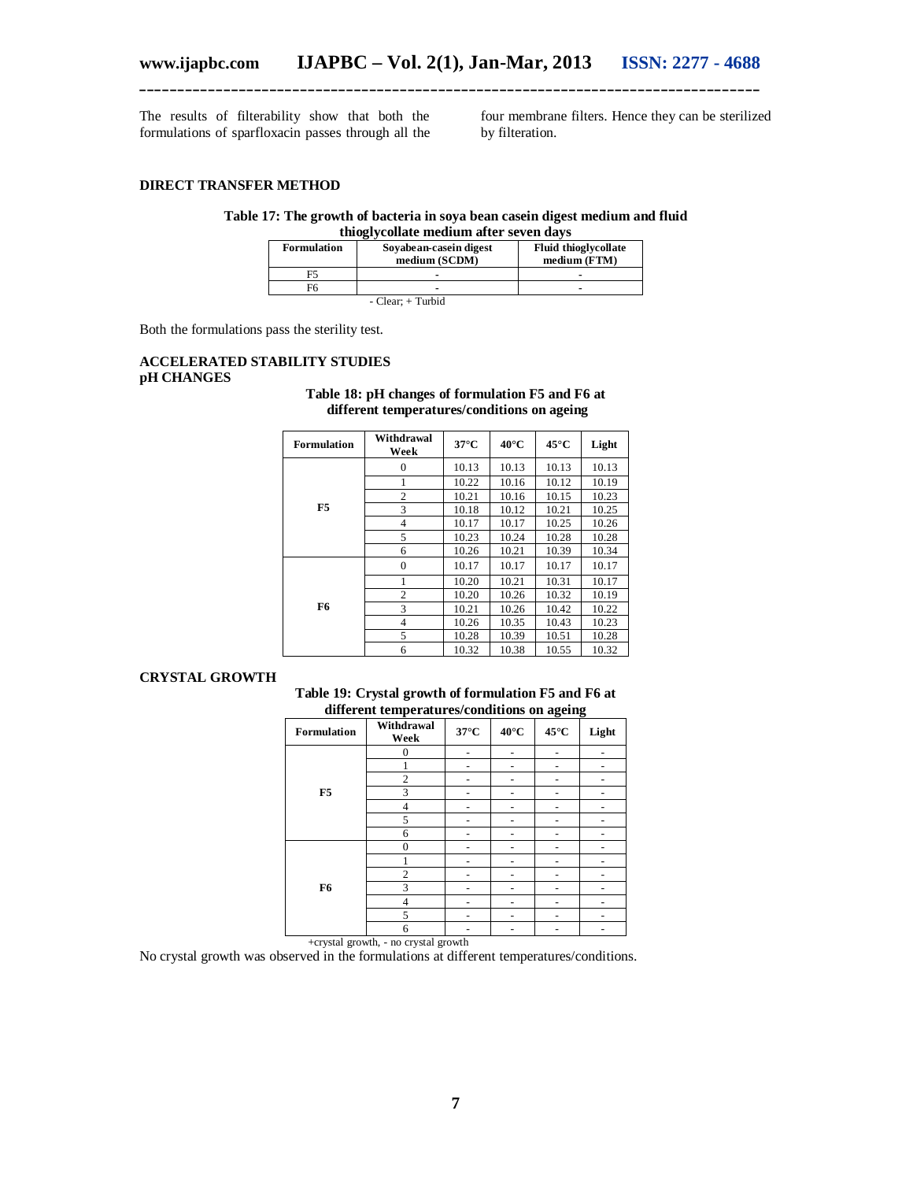The results of filterability show that both the formulations of sparfloxacin passes through all the four membrane filters. Hence they can be sterilized by filteration.

## DIRECT TRANSFER METHOD

**Table 17: The growth of bacteria in soya bean casein digest medium and fluid thioglycollate medium after seven days**

| Formulation | Soyabean-casein digest medium (SCDM) | Fluid thioglycollate medium (FTM) |
|---|---|---|
| F5 | - | - |
| F6 | - | - |

- Clear; + Turbid

Both the formulations pass the sterility test.

## ACCELERATED STABILITY STUDIES

### pH CHANGES

**Table 18: pH changes of formulation F5 and F6 at different temperatures/conditions on ageing**

| Formulation | Withdrawal Week | 37°C | 40°C | 45°C | Light |
|---|---|---|---|---|---|
| F5 | 0 | 10.13 | 10.13 | 10.13 | 10.13 |
| | 1 | 10.22 | 10.16 | 10.12 | 10.19 |
| | 2 | 10.21 | 10.16 | 10.15 | 10.23 |
| | 3 | 10.18 | 10.12 | 10.21 | 10.25 |
| | 4 | 10.17 | 10.17 | 10.25 | 10.26 |
| | 5 | 10.23 | 10.24 | 10.28 | 10.28 |
| | 6 | 10.26 | 10.21 | 10.39 | 10.34 |
| F6 | 0 | 10.17 | 10.17 | 10.17 | 10.17 |
| | 1 | 10.20 | 10.21 | 10.31 | 10.17 |
| | 2 | 10.20 | 10.26 | 10.32 | 10.19 |
| | 3 | 10.21 | 10.26 | 10.42 | 10.22 |
| | 4 | 10.26 | 10.35 | 10.43 | 10.23 |
| | 5 | 10.28 | 10.39 | 10.51 | 10.28 |
| | 6 | 10.32 | 10.38 | 10.55 | 10.32 |

## CRYSTAL GROWTH

**Table 19: Crystal growth of formulation F5 and F6 at different temperatures/conditions on ageing**

| Formulation | Withdrawal Week | 37°C | 40°C | 45°C | Light |
|---|---|---|---|---|---|
| F5 | 0 | - | - | - | - |
| | 1 | - | - | - | - |
| | 2 | - | - | - | - |
| | 3 | - | - | - | - |
| | 4 | - | - | - | - |
| | 5 | - | - | - | - |
| | 6 | - | - | - | - |
| F6 | 0 | - | - | - | - |
| | 1 | - | - | - | - |
| | 2 | - | - | - | - |
| | 3 | - | - | - | - |
| | 4 | - | - | - | - |
| | 5 | - | - | - | - |
| | 6 | - | - | - | - |

+crystal growth, - no crystal growth

No crystal growth was observed in the formulations at different temperatures/conditions.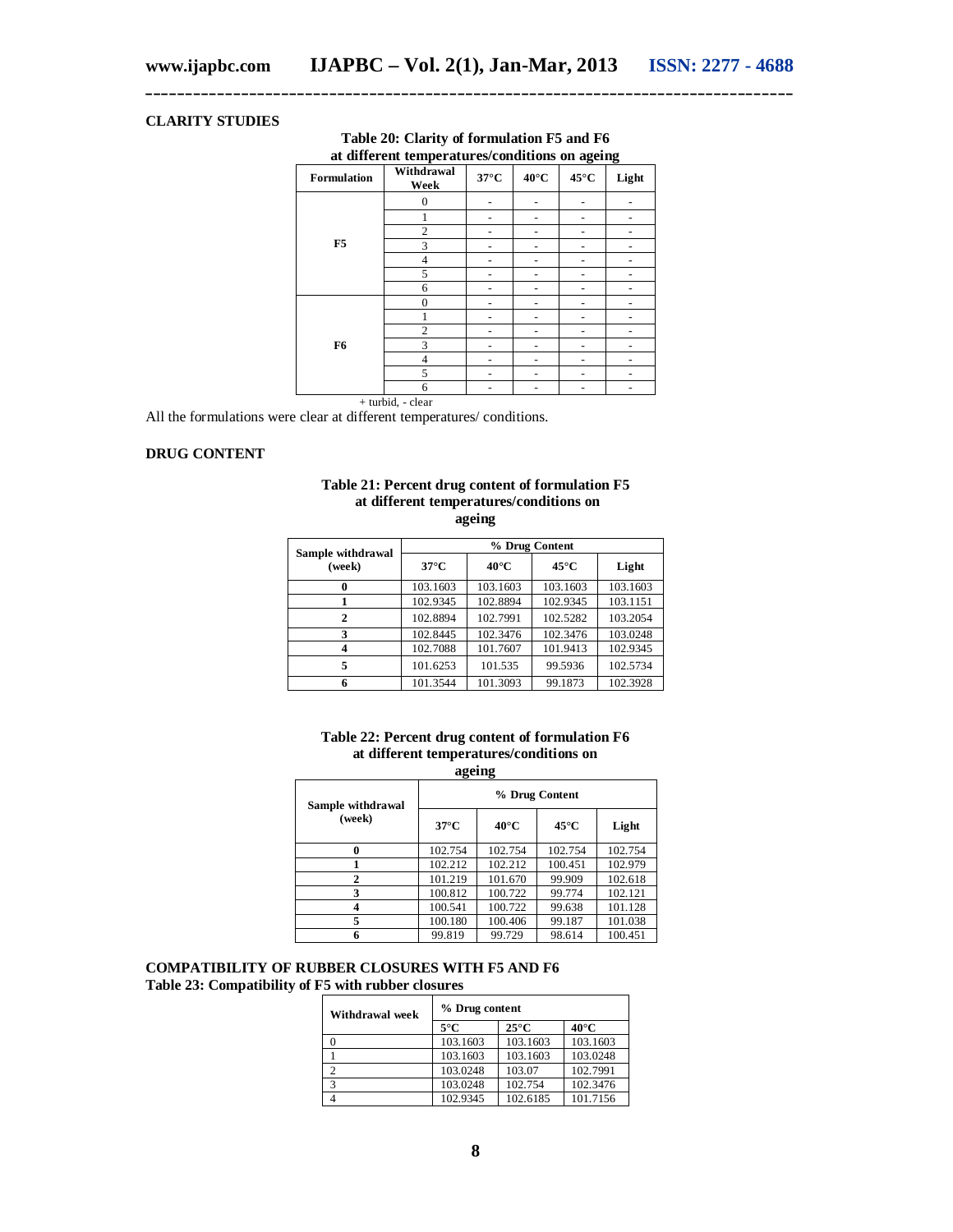## CLARITY STUDIES

**Table 20: Clarity of formulation F5 and F6 at different temperatures/conditions on ageing**

| Formulation | Withdrawal Week | 37°C | 40°C | 45°C | Light |
|---|---|---|---|---|---|
| F5 | 0 | - | - | - | - |
| | 1 | - | - | - | - |
| | 2 | - | - | - | - |
| | 3 | - | - | - | - |
| | 4 | - | - | - | - |
| | 5 | - | - | - | - |
| | 6 | - | - | - | - |
| F6 | 0 | - | - | - | - |
| | 1 | - | - | - | - |
| | 2 | - | - | - | - |
| | 3 | - | - | - | - |
| | 4 | - | - | - | - |
| | 5 | - | - | - | - |
| | 6 | - | - | - | - |

+ turbid, - clear

All the formulations were clear at different temperatures/ conditions.

## DRUG CONTENT

**Table 21: Percent drug content of formulation F5 at different temperatures/conditions on ageing**

| Sample withdrawal (week) | % Drug Content | | | |
|---|---|---|---|---|
| | 37°C | 40°C | 45°C | Light |
| 0 | 103.1603 | 103.1603 | 103.1603 | 103.1603 |
| 1 | 102.9345 | 102.8894 | 102.9345 | 103.1151 |
| 2 | 102.8894 | 102.7991 | 102.5282 | 103.2054 |
| 3 | 102.8445 | 102.3476 | 102.3476 | 103.0248 |
| 4 | 102.7088 | 101.7607 | 101.9413 | 102.9345 |
| 5 | 101.6253 | 101.535 | 99.5936 | 102.5734 |
| 6 | 101.3544 | 101.3093 | 99.1873 | 102.3928 |

**Table 22: Percent drug content of formulation F6 at different temperatures/conditions on ageing**

| Sample withdrawal (week) | % Drug Content | | | |
|---|---|---|---|---|
| | 37°C | 40°C | 45°C | Light |
| 0 | 102.754 | 102.754 | 102.754 | 102.754 |
| 1 | 102.212 | 102.212 | 100.451 | 102.979 |
| 2 | 101.219 | 101.670 | 99.909 | 102.618 |
| 3 | 100.812 | 100.722 | 99.774 | 102.121 |
| 4 | 100.541 | 100.722 | 99.638 | 101.128 |
| 5 | 100.180 | 100.406 | 99.187 | 101.038 |
| 6 | 99.819 | 99.729 | 98.614 | 100.451 |

## COMPATIBILITY OF RUBBER CLOSURES WITH F5 AND F6

**Table 23: Compatibility of F5 with rubber closures**

| Withdrawal week | % Drug content | | |
|---|---|---|---|
| | 5°C | 25°C | 40°C |
| 0 | 103.1603 | 103.1603 | 103.1603 |
| 1 | 103.1603 | 103.1603 | 103.0248 |
| 2 | 103.0248 | 103.07 | 102.7991 |
| 3 | 103.0248 | 102.754 | 102.3476 |
| 4 | 102.9345 | 102.6185 | 101.7156 |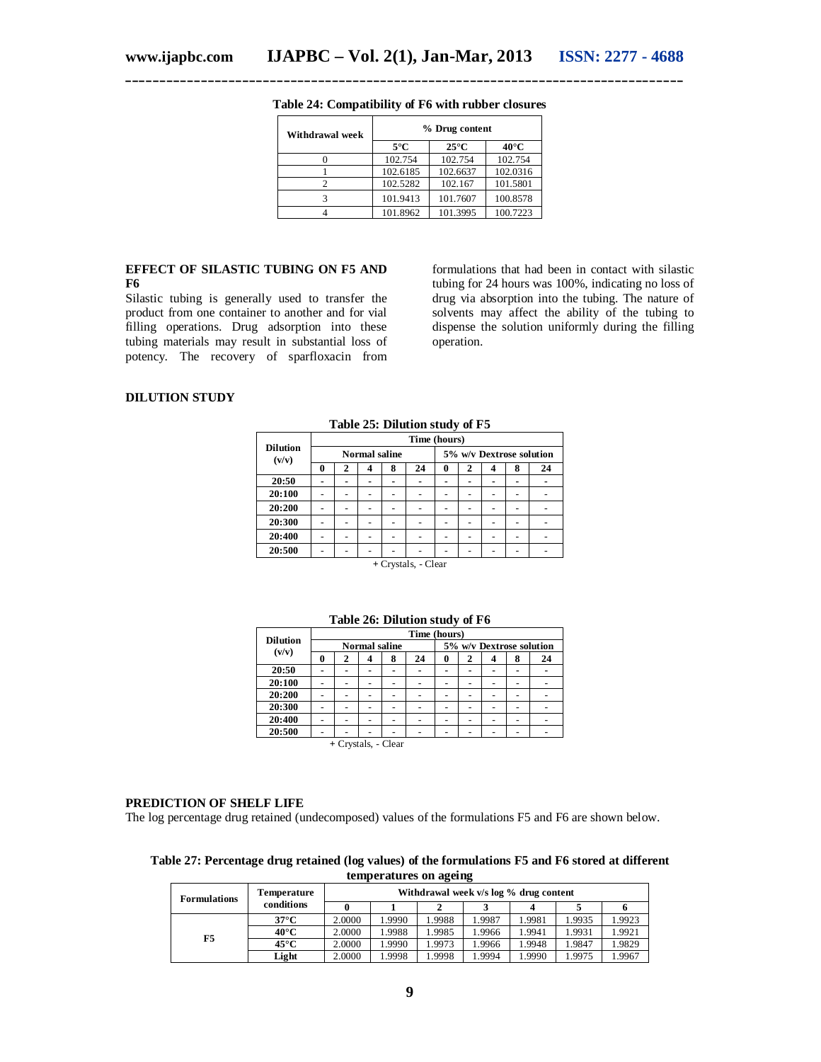**Table 24: Compatibility of F6 with rubber closures**

| Withdrawal week | % Drug content | | |
|---|---|---|---|
| | 5°C | 25°C | 40°C |
| 0 | 102.754 | 102.754 | 102.754 |
| 1 | 102.6185 | 102.6637 | 102.0316 |
| 2 | 102.5282 | 102.167 | 101.5801 |
| 3 | 101.9413 | 101.7607 | 100.8578 |
| 4 | 101.8962 | 101.3995 | 100.7223 |

## EFFECT OF SILASTIC TUBING ON F5 AND F6

Silastic tubing is generally used to transfer the product from one container to another and for vial filling operations. Drug adsorption into these tubing materials may result in substantial loss of potency. The recovery of sparfloxacin from formulations that had been in contact with silastic tubing for 24 hours was 100%, indicating no loss of drug via absorption into the tubing. The nature of solvents may affect the ability of the tubing to dispense the solution uniformly during the filling operation.

## DILUTION STUDY

**Table 25: Dilution study of F5**

| Dilution (v/v) | Time (hours) | | | | | | | | | |
|---|---|---|---|---|---|---|---|---|---|---|
| | Normal saline | | | | | 5% w/v Dextrose solution | | | | |
| | 0 | 2 | 4 | 8 | 24 | 0 | 2 | 4 | 8 | 24 |
| 20:50 | - | - | - | - | - | - | - | - | - | - |
| 20:100 | - | - | - | - | - | - | - | - | - | - |
| 20:200 | - | - | - | - | - | - | - | - | - | - |
| 20:300 | - | - | - | - | - | - | - | - | - | - |
| 20:400 | - | - | - | - | - | - | - | - | - | - |
| 20:500 | - | - | - | - | - | - | - | - | - | - |

+ Crystals, - Clear

**Table 26: Dilution study of F6**

| Dilution (v/v) | Time (hours) | | | | | | | | | |
|---|---|---|---|---|---|---|---|---|---|---|
| | Normal saline | | | | | 5% w/v Dextrose solution | | | | |
| | 0 | 2 | 4 | 8 | 24 | 0 | 2 | 4 | 8 | 24 |
| 20:50 | - | - | - | - | - | - | - | - | - | - |
| 20:100 | - | - | - | - | - | - | - | - | - | - |
| 20:200 | - | - | - | - | - | - | - | - | - | - |
| 20:300 | - | - | - | - | - | - | - | - | - | - |
| 20:400 | - | - | - | - | - | - | - | - | - | - |
| 20:500 | - | - | - | - | - | - | - | - | - | - |

+ Crystals, - Clear

## PREDICTION OF SHELF LIFE

The log percentage drug retained (undecomposed) values of the formulations F5 and F6 are shown below.

**Table 27: Percentage drug retained (log values) of the formulations F5 and F6 stored at different temperatures on ageing**

| Formulations | Temperature conditions | Withdrawal week v/s log % drug content | | | | | | |
|---|---|---|---|---|---|---|---|---|
| | | 0 | 1 | 2 | 3 | 4 | 5 | 6 |
| F5 | 37°C | 2.0000 | 1.9990 | 1.9988 | 1.9987 | 1.9981 | 1.9935 | 1.9923 |
| | 40°C | 2.0000 | 1.9988 | 1.9985 | 1.9966 | 1.9941 | 1.9931 | 1.9921 |
| | 45°C | 2.0000 | 1.9990 | 1.9973 | 1.9966 | 1.9948 | 1.9847 | 1.9829 |
| | Light | 2.0000 | 1.9998 | 1.9998 | 1.9994 | 1.9990 | 1.9975 | 1.9967 |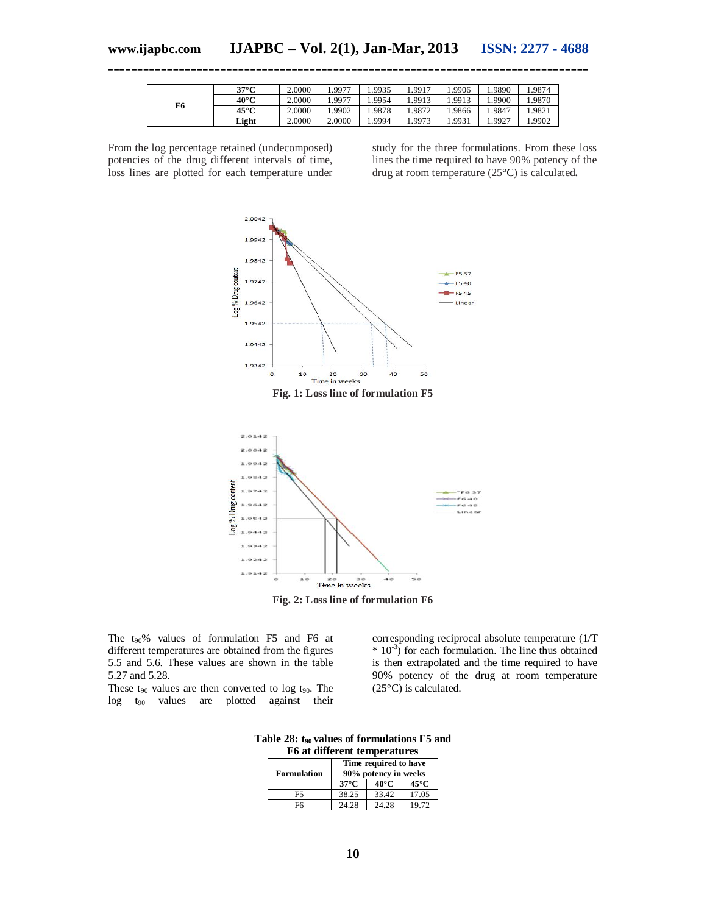| | | | | | | | | |
|---|---|---|---|---|---|---|---|---|
| F6 | 37°C | 2.0000 | 1.9977 | 1.9935 | 1.9917 | 1.9906 | 1.9890 | 1.9874 |
| | 40°C | 2.0000 | 1.9977 | 1.9954 | 1.9913 | 1.9913 | 1.9900 | 1.9870 |
| | 45°C | 2.0000 | 1.9902 | 1.9878 | 1.9872 | 1.9866 | 1.9847 | 1.9821 |
| | Light | 2.0000 | 2.0000 | 1.9994 | 1.9973 | 1.9931 | 1.9927 | 1.9902 |

From the log percentage retained (undecomposed) potencies of the drug different intervals of time, loss lines are plotted for each temperature under study for the three formulations. From these loss lines the time required to have 90% potency of the drug at room temperature (25°C) is calculated.

**Fig. 1: Loss line of formulation F5**

**Fig. 2: Loss line of formulation F6**

The $t_{90}$% values of formulation F5 and F6 at different temperatures are obtained from the figures 5.5 and 5.6. These values are shown in the table 5.27 and 5.28.

These $t_{90}$ values are then converted to log $t_{90}$. The log $t_{90}$ values are plotted against their corresponding reciprocal absolute temperature ($1/T * 10^{-3}$) for each formulation. The line thus obtained is then extrapolated and the time required to have 90% potency of the drug at room temperature (25°C) is calculated.

**Table 28: $t_{90}$ values of formulations F5 and F6 at different temperatures**

| Formulation | Time required to have 90% potency in weeks | | |
|---|---|---|---|
| | 37°C | 40°C | 45°C |
| F5 | 38.25 | 33.42 | 17.05 |
| F6 | 24.28 | 24.28 | 19.72 |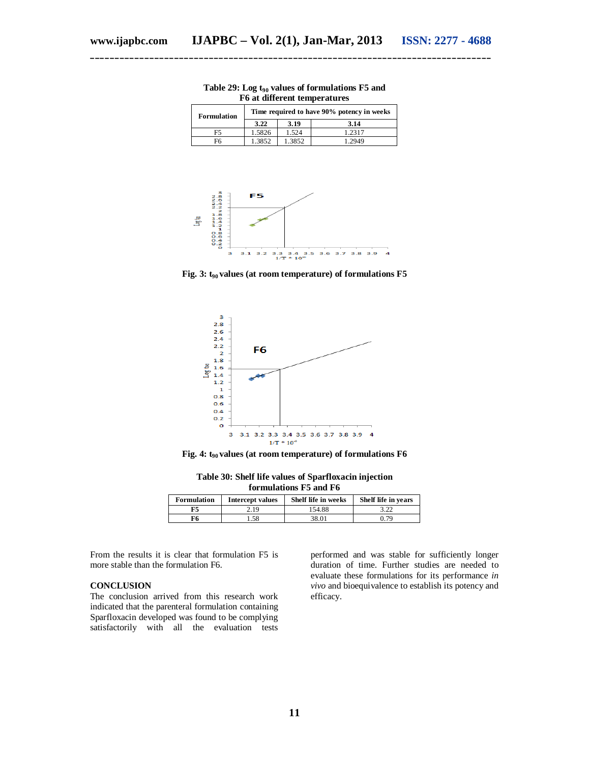**Table 29: Log $t_{90}$ values of formulations F5 and F6 at different temperatures**

| Formulation | Time required to have 90% potency in weeks | | |
|---|---|---|---|
| | 3.22 | 3.19 | 3.14 |
| F5 | 1.5826 | 1.524 | 1.2317 |
| F6 | 1.3852 | 1.3852 | 1.2949 |

**Fig. 3: $t_{90}$ values (at room temperature) of formulations F5**

**Fig. 4: $t_{90}$ values (at room temperature) of formulations F6**

**Table 30: Shelf life values of Sparfloxacin injection formulations F5 and F6**

| Formulation | Intercept values | Shelf life in weeks | Shelf life in years |
|---|---|---|---|
| **F5** | 2.19 | 154.88 | 3.22 |
| **F6** | 1.58 | 38.01 | 0.79 |

From the results it is clear that formulation F5 is more stable than the formulation F6.

## CONCLUSION

The conclusion arrived from this research work indicated that the parenteral formulation containing Sparfloxacin developed was found to be complying satisfactorily with all the evaluation tests performed and was stable for sufficiently longer duration of time. Further studies are needed to evaluate these formulations for its performance *in vivo* and bioequivalence to establish its potency and efficacy.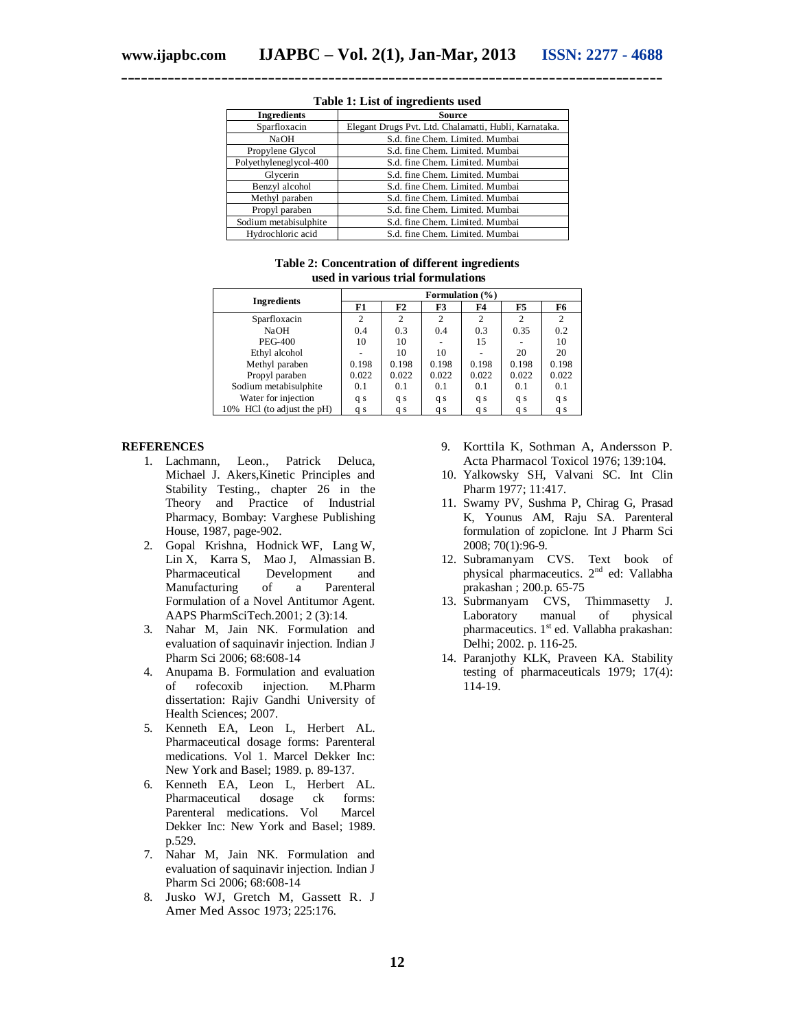**Table 1: List of ingredients used**

| Ingredients | Source |
| --- | --- |
| Sparfloxacin | Elegant Drugs Pvt. Ltd. Chalamatti, Hubli, Karnataka. |
| NaOH | S.d. fine Chem. Limited. Mumbai |
| Propylene Glycol | S.d. fine Chem. Limited. Mumbai |
| Polyethyleneglycol-400 | S.d. fine Chem. Limited. Mumbai |
| Glycerin | S.d. fine Chem. Limited. Mumbai |
| Benzyl alcohol | S.d. fine Chem. Limited. Mumbai |
| Methyl paraben | S.d. fine Chem. Limited. Mumbai |
| Propyl paraben | S.d. fine Chem. Limited. Mumbai |
| Sodium metabisulphite | S.d. fine Chem. Limited. Mumbai |
| Hydrochloric acid | S.d. fine Chem. Limited. Mumbai |

**Table 2: Concentration of different ingredients used in various trial formulations**

| Ingredients | Formulation (%) | | | | | |
| --- | --- | --- | --- | --- | --- | --- |
| | F1 | F2 | F3 | F4 | F5 | F6 |
| Sparfloxacin | 2 | 2 | 2 | 2 | 2 | 2 |
| NaOH | 0.4 | 0.3 | 0.4 | 0.3 | 0.35 | 0.2 |
| PEG-400 | 10 | 10 | - | 15 | - | 10 |
| Ethyl alcohol | - | 10 | 10 | - | 20 | 20 |
| Methyl paraben | 0.198 | 0.198 | 0.198 | 0.198 | 0.198 | 0.198 |
| Propyl paraben | 0.022 | 0.022 | 0.022 | 0.022 | 0.022 | 0.022 |
| Sodium metabisulphite | 0.1 | 0.1 | 0.1 | 0.1 | 0.1 | 0.1 |
| Water for injection | q s | q s | q s | q s | q s | q s |
| 10% HCl (to adjust the pH) | q s | q s | q s | q s | q s | q s |

## REFERENCES

1. Lachmann, Leon., Patrick Deluca, Michael J. Akers,Kinetic Principles and Stability Testing., chapter 26 in the Theory and Practice of Industrial Pharmacy, Bombay: Varghese Publishing House, 1987, page-902.
2. Gopal Krishna, Hodnick WF, Lang W, Lin X, Karra S, Mao J, Almassian B. Pharmaceutical Development and Manufacturing of a Parenteral Formulation of a Novel Antitumor Agent. AAPS PharmSciTech.2001; 2 (3):14.
3. Nahar M, Jain NK. Formulation and evaluation of saquinavir injection. Indian J Pharm Sci 2006; 68:608-14
4. Anupama B. Formulation and evaluation of rofecoxib injection. M.Pharm dissertation: Rajiv Gandhi University of Health Sciences; 2007.
5. Kenneth EA, Leon L, Herbert AL. Pharmaceutical dosage forms: Parenteral medications. Vol 1. Marcel Dekker Inc: New York and Basel; 1989. p. 89-137.
6. Kenneth EA, Leon L, Herbert AL. Pharmaceutical dosage ck forms: Parenteral medications. Vol Marcel Dekker Inc: New York and Basel; 1989. p.529.
7. Nahar M, Jain NK. Formulation and evaluation of saquinavir injection. Indian J Pharm Sci 2006; 68:608-14
8. Jusko WJ, Gretch M, Gassett R. J Amer Med Assoc 1973; 225:176.
9. Korttila K, Sothman A, Andersson P. Acta Pharmacol Toxicol 1976; 139:104.
10. Yalkowsky SH, Valvani SC. Int Clin Pharm 1977; 11:417.
11. Swamy PV, Sushma P, Chirag G, Prasad K, Younus AM, Raju SA. Parenteral formulation of zopiclone. Int J Pharm Sci 2008; 70(1):96-9.
12. Subramanyam CVS. Text book of physical pharmaceutics. 2nd ed: Vallabha prakashan ; 200.p. 65-75
13. Subrmanyam CVS, Thimmasetty J. Laboratory manual of physical pharmaceutics. 1st ed. Vallabha prakashan: Delhi; 2002. p. 116-25.
14. Paranjothy KLK, Praveen KA. Stability testing of pharmaceuticals 1979; 17(4): 114-19.